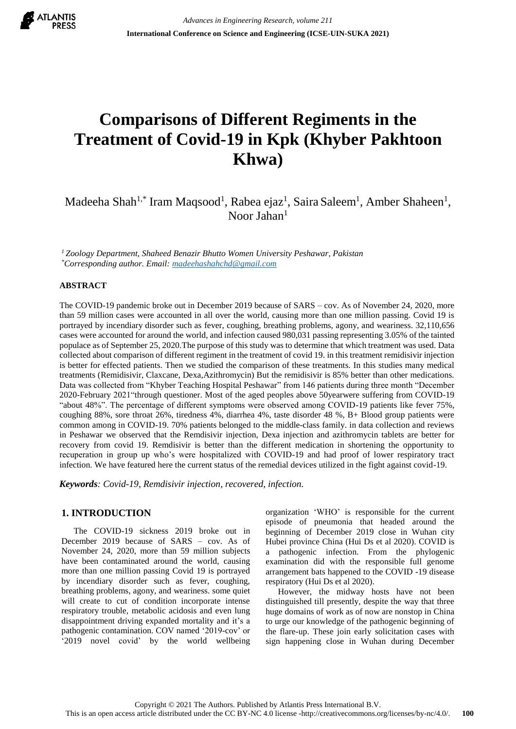# Comparisons of Different Regiments in the Treatment of Covid-19 in Kpk (Khyber Pakhtoon Khwa)

Madeeha Shah[1,*] Iram Maqsood[1], Rabea ejaz[1], Saira Saleem[1], Amber Shaheen[1], Noor Jahan[1]

*[1] Zoology Department, Shaheed Benazir Bhutto Women University Peshawar, Pakistan*
*[*]Corresponding author. Email: madeehashahchd@gmail.com*

## ABSTRACT

The COVID-19 pandemic broke out in December 2019 because of SARS – cov. As of November 24, 2020, more than 59 million cases were accounted in all over the world, causing more than one million passing. Covid 19 is portrayed by incendiary disorder such as fever, coughing, breathing problems, agony, and weariness. 32,110,656 cases were accounted for around the world, and infection caused 980,031 passing representing 3.05% of the tainted populace as of September 25, 2020.The purpose of this study was to determine that which treatment was used. Data collected about comparison of different regiment in the treatment of covid 19. in this treatment remidisivir injection is better for effected patients. Then we studied the comparison of these treatments. In this studies many medical treatments (Remidisivir, Claxcane, Dexa,Azithromycin) But the remidisivir is 85% better than other medications. Data was collected from "Khyber Teaching Hospital Peshawar" from 146 patients during three month "December 2020-February 2021"through questioner. Most of the aged peoples above 50yearwere suffering from COVID-19 "about 48%". The percentage of different symptoms were observed among COVID-19 patients like fever 75%, coughing 88%, sore throat 26%, tiredness 4%, diarrhea 4%, taste disorder 48 %, B+ Blood group patients were common among in COVID-19. 70% patients belonged to the middle-class family. in data collection and reviews in Peshawar we observed that the Remdisivir injection, Dexa injection and azithromycin tablets are better for recovery from covid 19. Remdisivir is better than the different medication in shortening the opportunity to recuperation in group up who's were hospitalized with COVID-19 and had proof of lower respiratory tract infection. We have featured here the current status of the remedial devices utilized in the fight against covid-19.

***Keywords**: Covid-19, Remdisivir injection, recovered, infection.*

## 1. INTRODUCTION

The COVID-19 sickness 2019 broke out in December 2019 because of SARS – cov. As of November 24, 2020, more than 59 million subjects have been contaminated around the world, causing more than one million passing Covid 19 is portrayed by incendiary disorder such as fever, coughing, breathing problems, agony, and weariness. some quiet will create to cut of condition incorporate intense respiratory trouble, metabolic acidosis and even lung disappointment driving expanded mortality and it's a pathogenic contamination. COV named '2019-cov' or '2019 novel covid' by the world wellbeing organization 'WHO' is responsible for the current episode of pneumonia that headed around the beginning of December 2019 close in Wuhan city Hubei province China (Hui Ds et al 2020). COVID is a pathogenic infection. From the phylogenic examination did with the responsible full genome arrangement bats happened to the COVID -19 disease respiratory (Hui Ds et al 2020).

However, the midway hosts have not been distinguished till presently, despite the way that three huge domains of work as of now are nonstop in China to urge our knowledge of the pathogenic beginning of the flare-up. These join early solicitation cases with sign happening close in Wuhan during December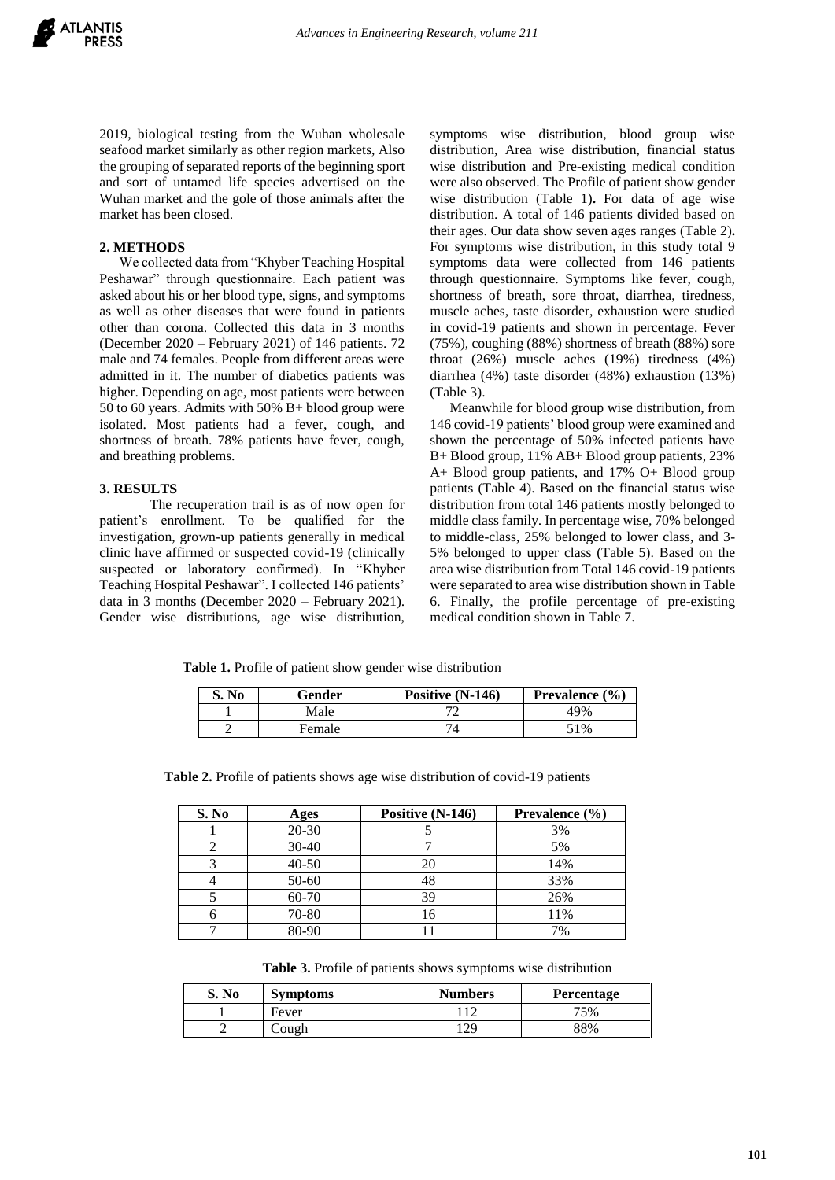2019, biological testing from the Wuhan wholesale seafood market similarly as other region markets, Also the grouping of separated reports of the beginning sport and sort of untamed life species advertised on the Wuhan market and the gole of those animals after the market has been closed.

## 2. METHODS

We collected data from "Khyber Teaching Hospital Peshawar" through questionnaire. Each patient was asked about his or her blood type, signs, and symptoms as well as other diseases that were found in patients other than corona. Collected this data in 3 months (December 2020 – February 2021) of 146 patients. 72 male and 74 females. People from different areas were admitted in it. The number of diabetics patients was higher. Depending on age, most patients were between 50 to 60 years. Admits with 50% B+ blood group were isolated. Most patients had a fever, cough, and shortness of breath. 78% patients have fever, cough, and breathing problems.

## 3. RESULTS

The recuperation trail is as of now open for patient's enrollment. To be qualified for the investigation, grown-up patients generally in medical clinic have affirmed or suspected covid-19 (clinically suspected or laboratory confirmed). In "Khyber Teaching Hospital Peshawar". I collected 146 patients' data in 3 months (December 2020 – February 2021). Gender wise distributions, age wise distribution, symptoms wise distribution, blood group wise distribution, Area wise distribution, financial status wise distribution and Pre-existing medical condition were also observed. The Profile of patient show gender wise distribution (Table 1)**.** For data of age wise distribution. A total of 146 patients divided based on their ages. Our data show seven ages ranges (Table 2)**.** For symptoms wise distribution, in this study total 9 symptoms data were collected from 146 patients through questionnaire. Symptoms like fever, cough, shortness of breath, sore throat, diarrhea, tiredness, muscle aches, taste disorder, exhaustion were studied in covid-19 patients and shown in percentage. Fever (75%), coughing (88%) shortness of breath (88%) sore throat (26%) muscle aches (19%) tiredness (4%) diarrhea (4%) taste disorder (48%) exhaustion (13%) (Table 3).

Meanwhile for blood group wise distribution, from 146 covid-19 patients' blood group were examined and shown the percentage of 50% infected patients have B+ Blood group, 11% AB+ Blood group patients, 23% A+ Blood group patients, and 17% O+ Blood group patients (Table 4). Based on the financial status wise distribution from total 146 patients mostly belonged to middle class family. In percentage wise, 70% belonged to middle-class, 25% belonged to lower class, and 3-5% belonged to upper class (Table 5). Based on the area wise distribution from Total 146 covid-19 patients were separated to area wise distribution shown in Table 6. Finally, the profile percentage of pre-existing medical condition shown in Table 7.

**Table 1.** Profile of patient show gender wise distribution

| S. No | Gender | Positive (N-146) | Prevalence (%) |
|---|---|---|---|
| 1 | Male | 72 | 49% |
| 2 | Female | 74 | 51% |

**Table 2.** Profile of patients shows age wise distribution of covid-19 patients

| S. No | Ages | Positive (N-146) | Prevalence (%) |
|---|---|---|---|
| 1 | 20-30 | 5 | 3% |
| 2 | 30-40 | 7 | 5% |
| 3 | 40-50 | 20 | 14% |
| 4 | 50-60 | 48 | 33% |
| 5 | 60-70 | 39 | 26% |
| 6 | 70-80 | 16 | 11% |
| 7 | 80-90 | 11 | 7% |

**Table 3.** Profile of patients shows symptoms wise distribution

| S. No | Symptoms | Numbers | Percentage |
|---|---|---|---|
| 1 | Fever | 112 | 75% |
| 2 | Cough | 129 | 88% |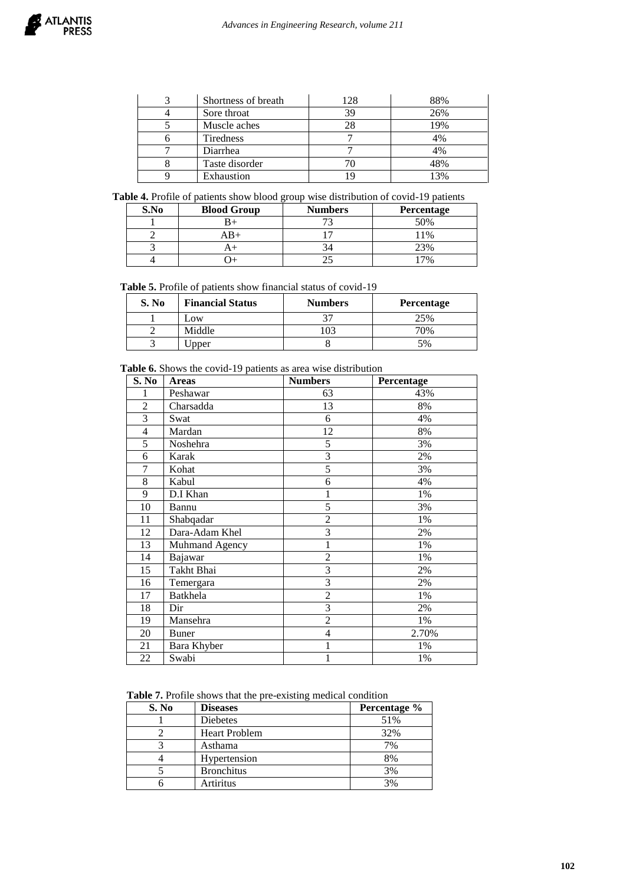| 3 | Shortness of breath | 128 | 88% |
|---|---|---|---|
| 4 | Sore throat | 39 | 26% |
| 5 | Muscle aches | 28 | 19% |
| 6 | Tiredness | 7 | 4% |
| 7 | Diarrhea | 7 | 4% |
| 8 | Taste disorder | 70 | 48% |
| 9 | Exhaustion | 19 | 13% |

**Table 4.** Profile of patients show blood group wise distribution of covid-19 patients

| S.No | Blood Group | Numbers | Percentage |
|---|---|---|---|
| 1 | B+ | 73 | 50% |
| 2 | AB+ | 17 | 11% |
| 3 | A+ | 34 | 23% |
| 4 | O+ | 25 | 17% |

**Table 5.** Profile of patients show financial status of covid-19

| S. No | Financial Status | Numbers | Percentage |
|---|---|---|---|
| 1 | Low | 37 | 25% |
| 2 | Middle | 103 | 70% |
| 3 | Upper | 8 | 5% |

**Table 6.** Shows the covid-19 patients as area wise distribution

| S. No | Areas | Numbers | Percentage |
|---|---|---|---|
| 1 | Peshawar | 63 | 43% |
| 2 | Charsadda | 13 | 8% |
| 3 | Swat | 6 | 4% |
| 4 | Mardan | 12 | 8% |
| 5 | Noshehra | 5 | 3% |
| 6 | Karak | 3 | 2% |
| 7 | Kohat | 5 | 3% |
| 8 | Kabul | 6 | 4% |
| 9 | D.I Khan | 1 | 1% |
| 10 | Bannu | 5 | 3% |
| 11 | Shabqadar | 2 | 1% |
| 12 | Dara-Adam Khel | 3 | 2% |
| 13 | Muhmand Agency | 1 | 1% |
| 14 | Bajawar | 2 | 1% |
| 15 | Takht Bhai | 3 | 2% |
| 16 | Temergara | 3 | 2% |
| 17 | Batkhela | 2 | 1% |
| 18 | Dir | 3 | 2% |
| 19 | Mansehra | 2 | 1% |
| 20 | Buner | 4 | 2.70% |
| 21 | Bara Khyber | 1 | 1% |
| 22 | Swabi | 1 | 1% |

**Table 7.** Profile shows that the pre-existing medical condition

| S. No | Diseases | Percentage % |
|---|---|---|
| 1 | Diebetes | 51% |
| 2 | Heart Problem | 32% |
| 3 | Asthama | 7% |
| 4 | Hypertension | 8% |
| 5 | Bronchitus | 3% |
| 6 | Artiritus | 3% |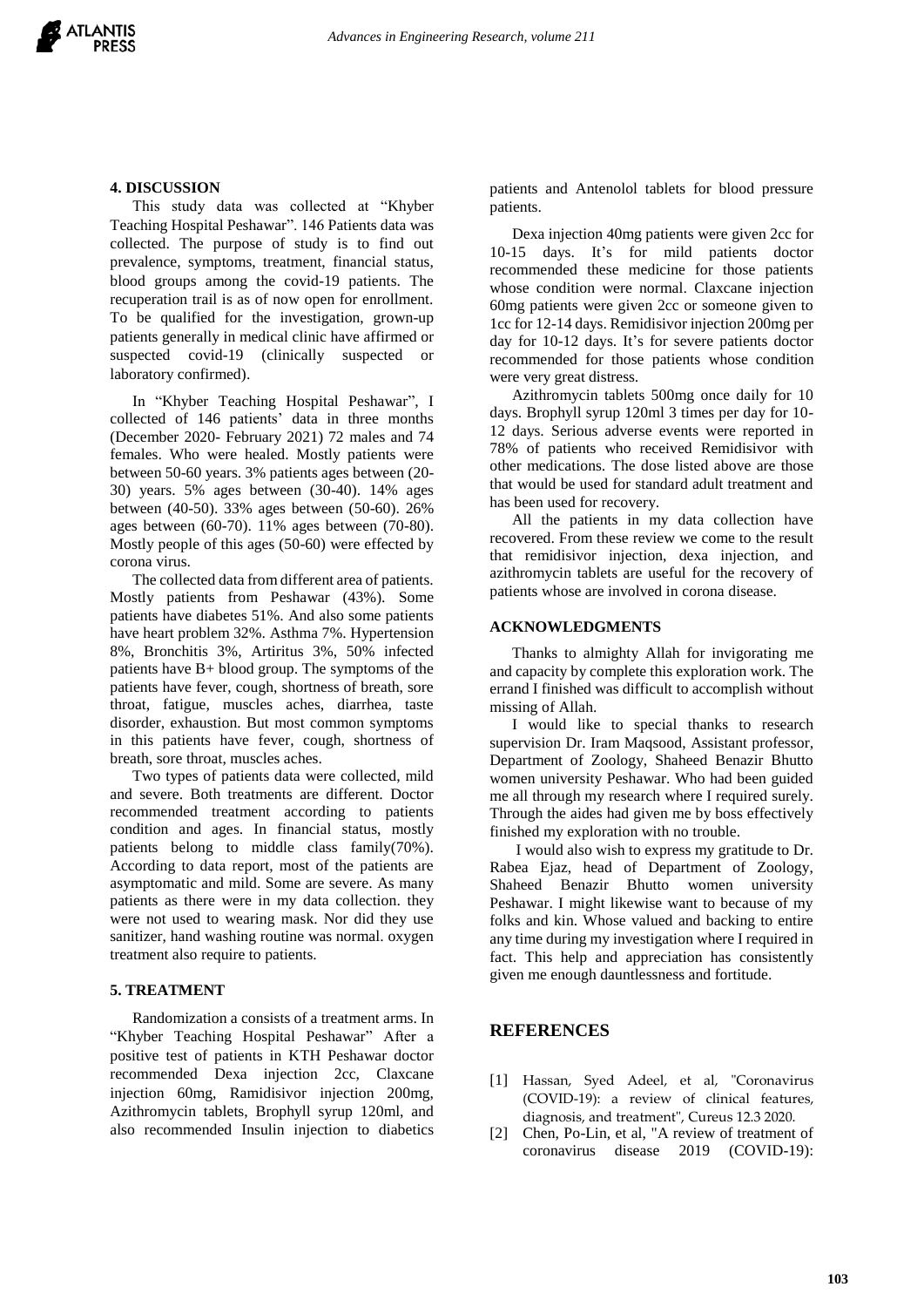## 4. DISCUSSION

This study data was collected at "Khyber Teaching Hospital Peshawar". 146 Patients data was collected. The purpose of study is to find out prevalence, symptoms, treatment, financial status, blood groups among the covid-19 patients. The recuperation trail is as of now open for enrollment. To be qualified for the investigation, grown-up patients generally in medical clinic have affirmed or suspected covid-19 (clinically suspected or laboratory confirmed).

In "Khyber Teaching Hospital Peshawar", I collected of 146 patients' data in three months (December 2020- February 2021) 72 males and 74 females. Who were healed. Mostly patients were between 50-60 years. 3% patients ages between (20-30) years. 5% ages between (30-40). 14% ages between (40-50). 33% ages between (50-60). 26% ages between (60-70). 11% ages between (70-80). Mostly people of this ages (50-60) were effected by corona virus.

The collected data from different area of patients. Mostly patients from Peshawar (43%). Some patients have diabetes 51%. And also some patients have heart problem 32%. Asthma 7%. Hypertension 8%, Bronchitis 3%, Artiritus 3%, 50% infected patients have B+ blood group. The symptoms of the patients have fever, cough, shortness of breath, sore throat, fatigue, muscles aches, diarrhea, taste disorder, exhaustion. But most common symptoms in this patients have fever, cough, shortness of breath, sore throat, muscles aches.

Two types of patients data were collected, mild and severe. Both treatments are different. Doctor recommended treatment according to patients condition and ages. In financial status, mostly patients belong to middle class family(70%). According to data report, most of the patients are asymptomatic and mild. Some are severe. As many patients as there were in my data collection. they were not used to wearing mask. Nor did they use sanitizer, hand washing routine was normal. oxygen treatment also require to patients.

## 5. TREATMENT

Randomization a consists of a treatment arms. In "Khyber Teaching Hospital Peshawar" After a positive test of patients in KTH Peshawar doctor recommended Dexa injection 2cc, Claxcane injection 60mg, Ramidisivor injection 200mg, Azithromycin tablets, Brophyll syrup 120ml, and also recommended Insulin injection to diabetics patients and Antenolol tablets for blood pressure patients.

Dexa injection 40mg patients were given 2cc for 10-15 days. It's for mild patients doctor recommended these medicine for those patients whose condition were normal. Claxcane injection 60mg patients were given 2cc or someone given to 1cc for 12-14 days. Remidisivor injection 200mg per day for 10-12 days. It's for severe patients doctor recommended for those patients whose condition were very great distress.

Azithromycin tablets 500mg once daily for 10 days. Brophyll syrup 120ml 3 times per day for 10-12 days. Serious adverse events were reported in 78% of patients who received Remidisivor with other medications. The dose listed above are those that would be used for standard adult treatment and has been used for recovery.

All the patients in my data collection have recovered. From these review we come to the result that remidisivor injection, dexa injection, and azithromycin tablets are useful for the recovery of patients whose are involved in corona disease.

## ACKNOWLEDGMENTS

Thanks to almighty Allah for invigorating me and capacity by complete this exploration work. The errand I finished was difficult to accomplish without missing of Allah.

I would like to special thanks to research supervision Dr. Iram Maqsood, Assistant professor, Department of Zoology, Shaheed Benazir Bhutto women university Peshawar. Who had been guided me all through my research where I required surely. Through the aides had given me by boss effectively finished my exploration with no trouble.

I would also wish to express my gratitude to Dr. Rabea Ejaz, head of Department of Zoology, Shaheed Benazir Bhutto women university Peshawar. I might likewise want to because of my folks and kin. Whose valued and backing to entire any time during my investigation where I required in fact. This help and appreciation has consistently given me enough dauntlessness and fortitude.

## REFERENCES

[1] Hassan, Syed Adeel, et al, "Coronavirus (COVID-19): a review of clinical features, diagnosis, and treatment", Cureus 12.3 2020.

[2] Chen, Po-Lin, et al, "A review of treatment of coronavirus disease 2019 (COVID-19):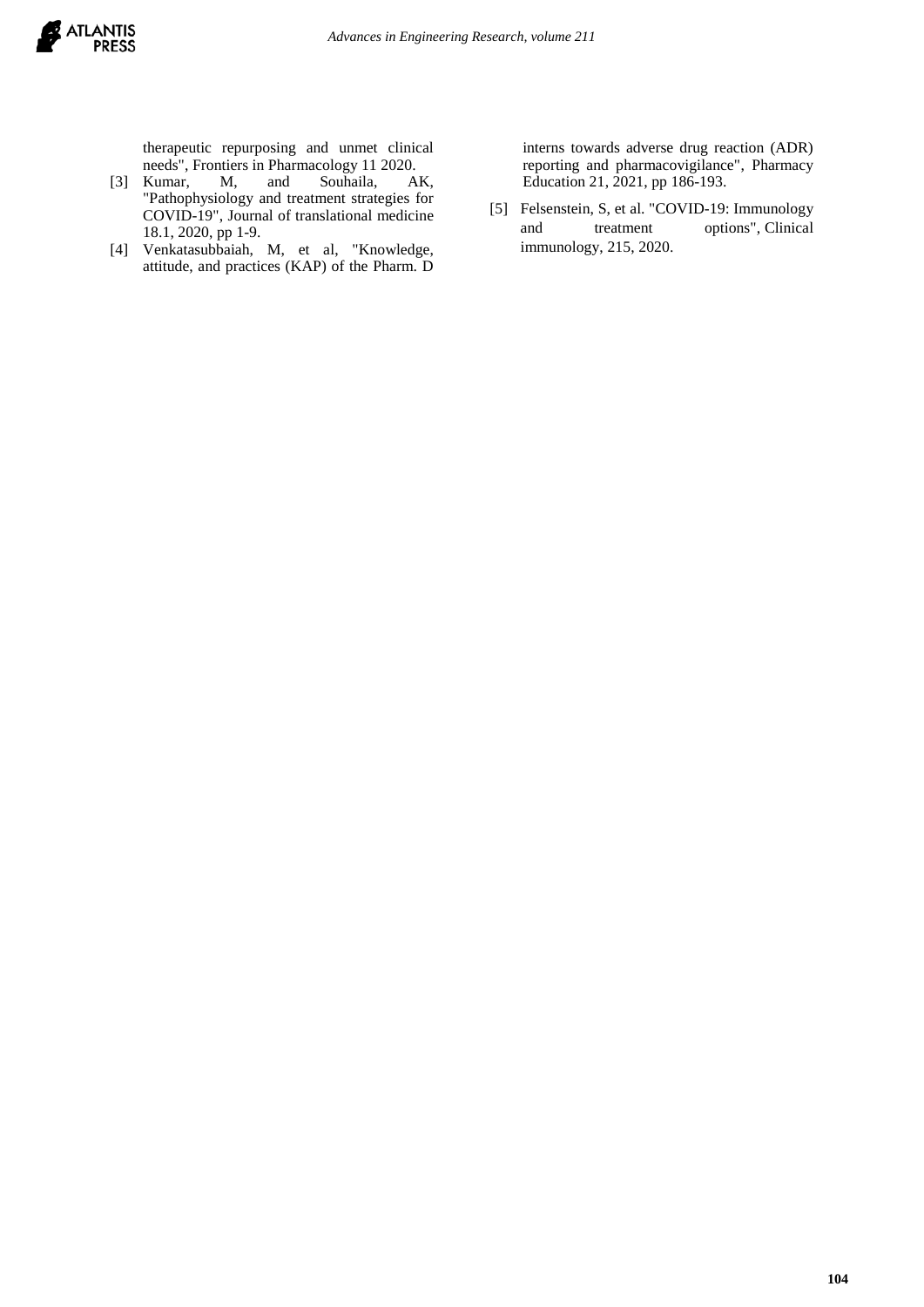therapeutic repurposing and unmet clinical needs", Frontiers in Pharmacology 11 2020.

[3] Kumar, M, and Souhaila, AK, "Pathophysiology and treatment strategies for COVID-19", Journal of translational medicine 18.1, 2020, pp 1-9.

[4] Venkatasubbaiah, M, et al, "Knowledge, attitude, and practices (KAP) of the Pharm. D interns towards adverse drug reaction (ADR) reporting and pharmacovigilance", Pharmacy Education 21, 2021, pp 186-193.

[5] Felsenstein, S, et al. "COVID-19: Immunology and treatment options", Clinical immunology, 215, 2020.